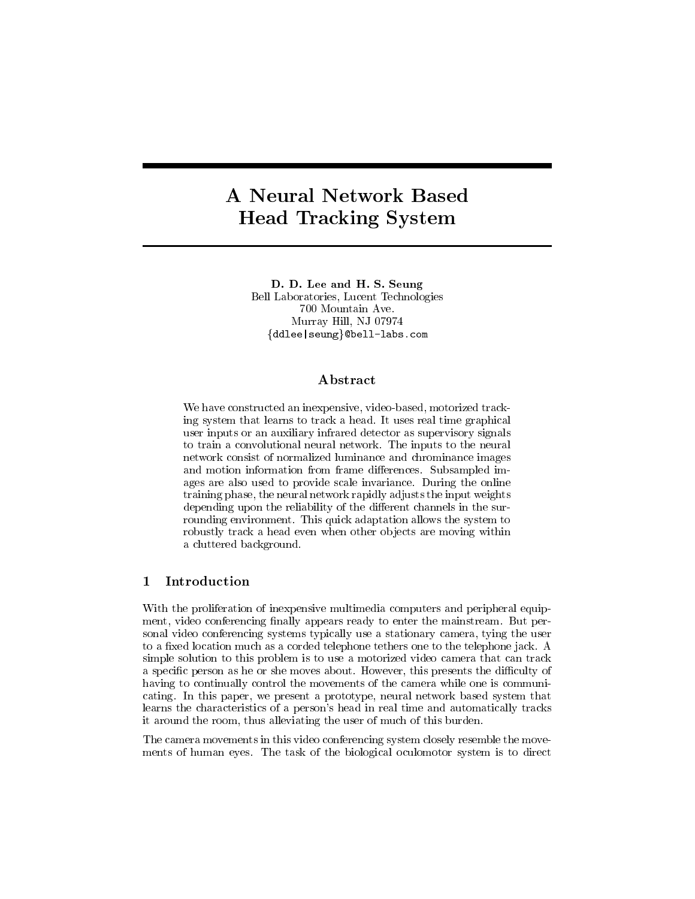# A Neural Network Based Head Tracking System

**D. D. Lee and H. S. Seung**
Bell Laboratories, Lucent Technologies
700 Mountain Ave.
Murray Hill, NJ 07974
{ddlee|seung}@bell-labs.com

## Abstract

We have constructed an inexpensive, video-based, motorized tracking system that learns to track a head. It uses real time graphical user inputs or an auxiliary infrared detector as supervisory signals to train a convolutional neural network. The inputs to the neural network consist of normalized luminance and chrominance images and motion information from frame differences. Subsampled images are also used to provide scale invariance. During the online training phase, the neural network rapidly adjusts the input weights depending upon the reliability of the different channels in the surrounding environment. This quick adaptation allows the system to robustly track a head even when other objects are moving within a cluttered background.

## 1 Introduction

With the proliferation of inexpensive multimedia computers and peripheral equipment, video conferencing finally appears ready to enter the mainstream. But personal video conferencing systems typically use a stationary camera, tying the user to a fixed location much as a corded telephone tethers one to the telephone jack. A simple solution to this problem is to use a motorized video camera that can track a specific person as he or she moves about. However, this presents the difficulty of having to continually control the movements of the camera while one is communicating. In this paper, we present a prototype, neural network based system that learns the characteristics of a person's head in real time and automatically tracks it around the room, thus alleviating the user of much of this burden.

The camera movements in this video conferencing system closely resemble the movements of human eyes. The task of the biological oculomotor system is to direct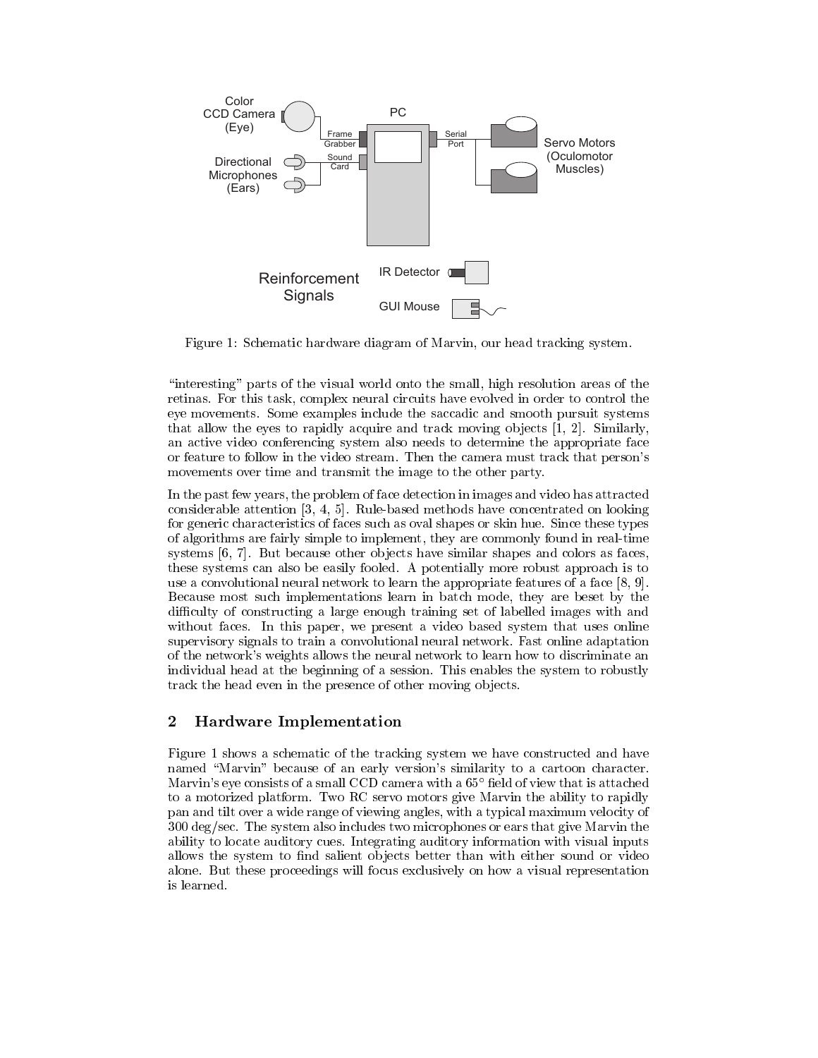Figure 1: Schematic hardware diagram of Marvin, our head tracking system.

"interesting" parts of the visual world onto the small, high resolution areas of the retinas. For this task, complex neural circuits have evolved in order to control the eye movements. Some examples include the saccadic and smooth pursuit systems that allow the eyes to rapidly acquire and track moving objects [1, 2]. Similarly, an active video conferencing system also needs to determine the appropriate face or feature to follow in the video stream. Then the camera must track that person's movements over time and transmit the image to the other party.

In the past few years, the problem of face detection in images and video has attracted considerable attention [3, 4, 5]. Rule-based methods have concentrated on looking for generic characteristics of faces such as oval shapes or skin hue. Since these types of algorithms are fairly simple to implement, they are commonly found in real-time systems [6, 7]. But because other objects have similar shapes and colors as faces, these systems can also be easily fooled. A potentially more robust approach is to use a convolutional neural network to learn the appropriate features of a face [8, 9]. Because most such implementations learn in batch mode, they are beset by the difficulty of constructing a large enough training set of labelled images with and without faces. In this paper, we present a video based system that uses online supervisory signals to train a convolutional neural network. Fast online adaptation of the network's weights allows the neural network to learn how to discriminate an individual head at the beginning of a session. This enables the system to robustly track the head even in the presence of other moving objects.

## 2 Hardware Implementation

Figure 1 shows a schematic of the tracking system we have constructed and have named "Marvin" because of an early version's similarity to a cartoon character. Marvin's eye consists of a small CCD camera with a 65° field of view that is attached to a motorized platform. Two RC servo motors give Marvin the ability to rapidly pan and tilt over a wide range of viewing angles, with a typical maximum velocity of 300 deg/sec. The system also includes two microphones or ears that give Marvin the ability to locate auditory cues. Integrating auditory information with visual inputs allows the system to find salient objects better than with either sound or video alone. But these proceedings will focus exclusively on how a visual representation is learned.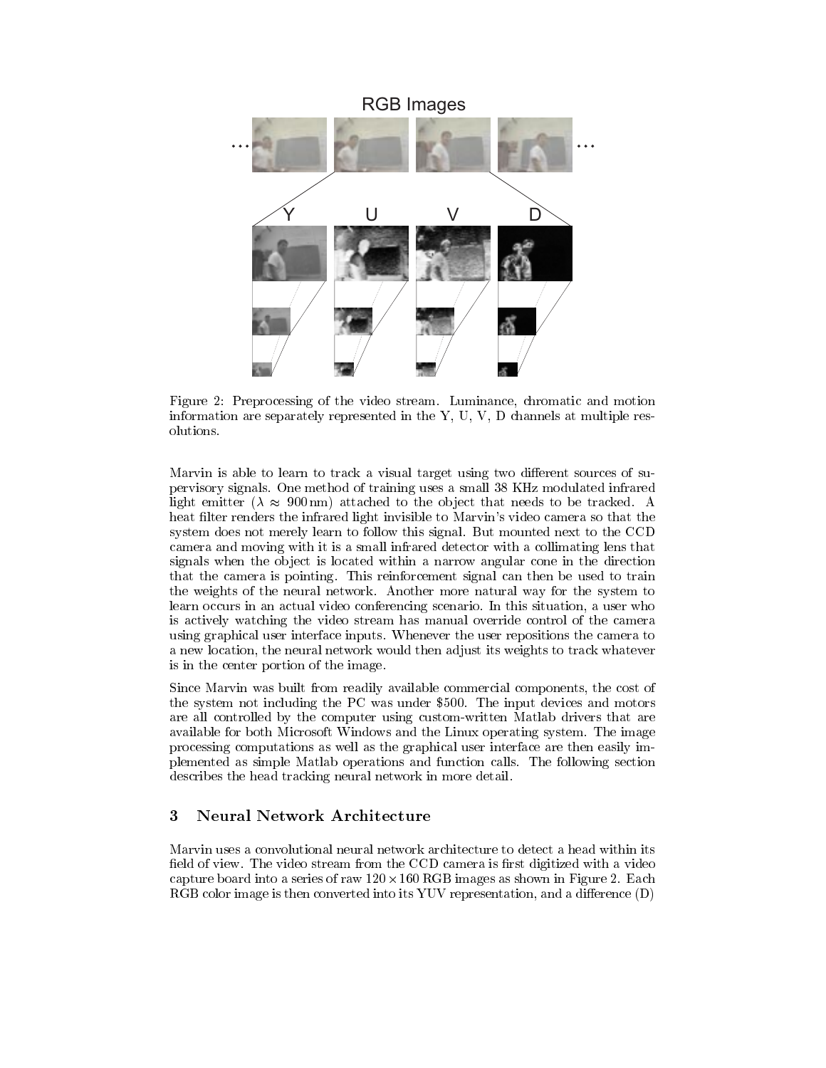Figure 2: Preprocessing of the video stream. Luminance, chromatic and motion information are separately represented in the Y, U, V, D channels at multiple resolutions.

Marvin is able to learn to track a visual target using two different sources of supervisory signals. One method of training uses a small 38 KHz modulated infrared light emitter ($\lambda \approx 900\,\text{nm}$) attached to the object that needs to be tracked. A heat filter renders the infrared light invisible to Marvin's video camera so that the system does not merely learn to follow this signal. But mounted next to the CCD camera and moving with it is a small infrared detector with a collimating lens that signals when the object is located within a narrow angular cone in the direction that the camera is pointing. This reinforcement signal can then be used to train the weights of the neural network. Another more natural way for the system to learn occurs in an actual video conferencing scenario. In this situation, a user who is actively watching the video stream has manual override control of the camera using graphical user interface inputs. Whenever the user repositions the camera to a new location, the neural network would then adjust its weights to track whatever is in the center portion of the image.

Since Marvin was built from readily available commercial components, the cost of the system not including the PC was under $500. The input devices and motors are all controlled by the computer using custom-written Matlab drivers that are available for both Microsoft Windows and the Linux operating system. The image processing computations as well as the graphical user interface are then easily implemented as simple Matlab operations and function calls. The following section describes the head tracking neural network in more detail.

## 3 Neural Network Architecture

Marvin uses a convolutional neural network architecture to detect a head within its field of view. The video stream from the CCD camera is first digitized with a video capture board into a series of raw $120 \times 160$ RGB images as shown in Figure 2. Each RGB color image is then converted into its YUV representation, and a difference (D)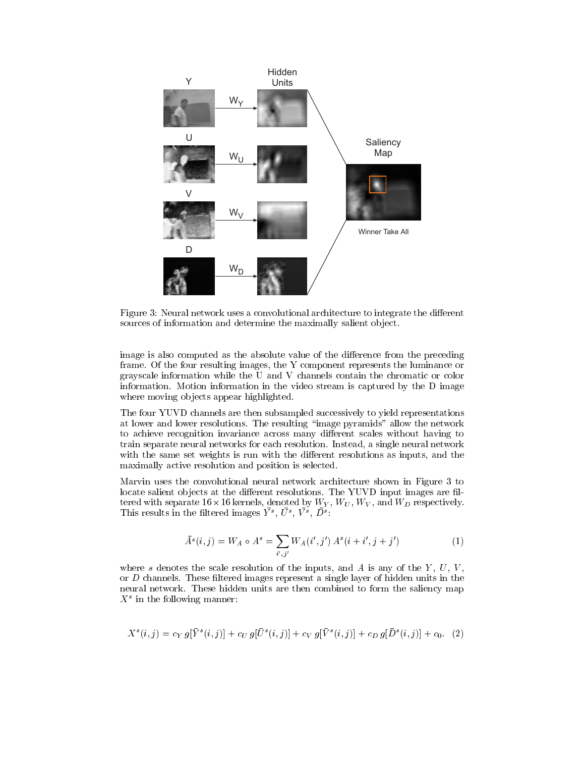Figure 3: Neural network uses a convolutional architecture to integrate the different sources of information and determine the maximally salient object.

image is also computed as the absolute value of the difference from the preceding frame. Of the four resulting images, the Y component represents the luminance or grayscale information while the U and V channels contain the chromatic or color information. Motion information in the video stream is captured by the D image where moving objects appear highlighted.

The four YUVD channels are then subsampled successively to yield representations at lower and lower resolutions. The resulting "image pyramids" allow the network to achieve recognition invariance across many different scales without having to train separate neural networks for each resolution. Instead, a single neural network with the same set weights is run with the different resolutions as inputs, and the maximally active resolution and position is selected.

Marvin uses the convolutional neural network architecture shown in Figure 3 to locate salient objects at the different resolutions. The YUVD input images are filtered with separate $16 \times 16$ kernels, denoted by $W_Y$, $W_U$, $W_V$, and $W_D$ respectively. This results in the filtered images $\bar{Y}^s$, $\bar{U}^s$, $\bar{V}^s$, $\bar{D}^s$:

$$\bar{A}^s(i,j) = W_A \circ A^s = \sum_{i',j'} W_A(i',j')\, A^s(i+i', j+j') \tag{1}$$

where $s$ denotes the scale resolution of the inputs, and $A$ is any of the $Y$, $U$, $V$, or $D$ channels. These filtered images represent a single layer of hidden units in the neural network. These hidden units are then combined to form the saliency map $X^s$ in the following manner:

$$X^s(i,j) = c_Y\, g[\bar{Y}^s(i,j)] + c_U\, g[\bar{U}^s(i,j)] + c_V\, g[\bar{V}^s(i,j)] + c_D\, g[\bar{D}^s(i,j)] + c_0. \tag{2}$$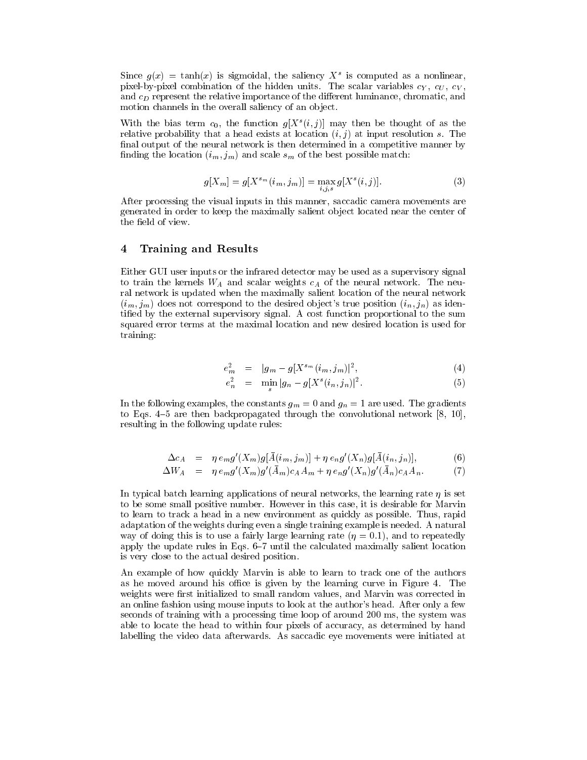Since $g(x) = \tanh(x)$ is sigmoidal, the saliency $X^s$ is computed as a nonlinear, pixel-by-pixel combination of the hidden units. The scalar variables $c_Y$, $c_U$, $c_V$, and $c_D$ represent the relative importance of the different luminance, chromatic, and motion channels in the overall saliency of an object.

With the bias term $c_0$, the function $g[X^s(i,j)]$ may then be thought of as the relative probability that a head exists at location $(i,j)$ at input resolution $s$. The final output of the neural network is then determined in a competitive manner by finding the location $(i_m, j_m)$ and scale $s_m$ of the best possible match:

$$g[X_m] = g[X^{s_m}(i_m, j_m)] = \max_{i,j,s} g[X^s(i,j)]. \tag{3}$$

After processing the visual inputs in this manner, saccadic camera movements are generated in order to keep the maximally salient object located near the center of the field of view.

## 4 Training and Results

Either GUI user inputs or the infrared detector may be used as a supervisory signal to train the kernels $W_A$ and scalar weights $c_A$ of the neural network. The neural network is updated when the maximally salient location of the neural network $(i_m, j_m)$ does not correspond to the desired object's true position $(i_n, j_n)$ as identified by the external supervisory signal. A cost function proportional to the sum squared error terms at the maximal location and new desired location is used for training:

$$e_m^2 = |g_m - g[X^{s_m}(i_m, j_m)]|^2, \tag{4}$$

$$e_n^2 = \min_s |g_n - g[X^s(i_n, j_n)]|^2. \tag{5}$$

In the following examples, the constants $g_m = 0$ and $g_n = 1$ are used. The gradients to Eqs. 4–5 are then backpropagated through the convolutional network [8, 10], resulting in the following update rules:

$$\Delta c_A = \eta \, e_m g'(X_m) g[\bar{A}(i_m, j_m)] + \eta \, e_n g'(X_n) g[\bar{A}(i_n, j_n)], \tag{6}$$

$$\Delta W_A = \eta \, e_m g'(X_m) g'(\bar{A}_m) c_A A_m + \eta \, e_n g'(X_n) g'(\bar{A}_n) c_A A_n. \tag{7}$$

In typical batch learning applications of neural networks, the learning rate $\eta$ is set to be some small positive number. However in this case, it is desirable for Marvin to learn to track a head in a new environment as quickly as possible. Thus, rapid adaptation of the weights during even a single training example is needed. A natural way of doing this is to use a fairly large learning rate ($\eta = 0.1$), and to repeatedly apply the update rules in Eqs. 6–7 until the calculated maximally salient location is very close to the actual desired position.

An example of how quickly Marvin is able to learn to track one of the authors as he moved around his office is given by the learning curve in Figure 4. The weights were first initialized to small random values, and Marvin was corrected in an online fashion using mouse inputs to look at the author's head. After only a few seconds of training with a processing time loop of around 200 ms, the system was able to locate the head to within four pixels of accuracy, as determined by hand labelling the video data afterwards. As saccadic eye movements were initiated at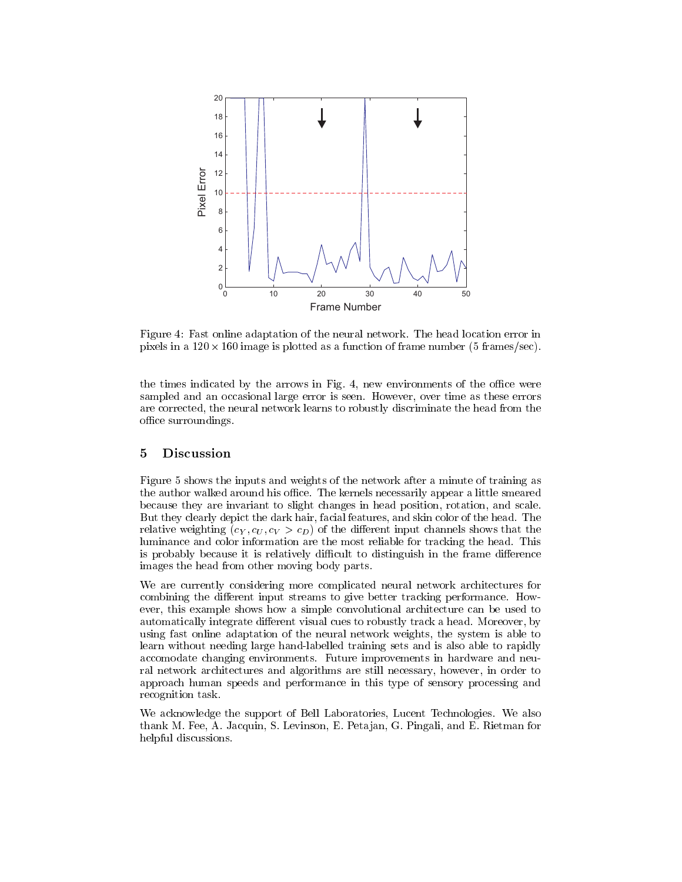Figure 4: Fast online adaptation of the neural network. The head location error in pixels in a $120 \times 160$ image is plotted as a function of frame number (5 frames/sec).

the times indicated by the arrows in Fig. 4, new environments of the office were sampled and an occasional large error is seen. However, over time as these errors are corrected, the neural network learns to robustly discriminate the head from the office surroundings.

## 5 Discussion

Figure 5 shows the inputs and weights of the network after a minute of training as the author walked around his office. The kernels necessarily appear a little smeared because they are invariant to slight changes in head position, rotation, and scale. But they clearly depict the dark hair, facial features, and skin color of the head. The relative weighting ($c_Y, c_U, c_V > c_D$) of the different input channels shows that the luminance and color information are the most reliable for tracking the head. This is probably because it is relatively difficult to distinguish in the frame difference images the head from other moving body parts.

We are currently considering more complicated neural network architectures for combining the different input streams to give better tracking performance. However, this example shows how a simple convolutional architecture can be used to automatically integrate different visual cues to robustly track a head. Moreover, by using fast online adaptation of the neural network weights, the system is able to learn without needing large hand-labelled training sets and is also able to rapidly accomodate changing environments. Future improvements in hardware and neural network architectures and algorithms are still necessary, however, in order to approach human speeds and performance in this type of sensory processing and recognition task.

We acknowledge the support of Bell Laboratories, Lucent Technologies. We also thank M. Fee, A. Jacquin, S. Levinson, E. Petajan, G. Pingali, and E. Rietman for helpful discussions.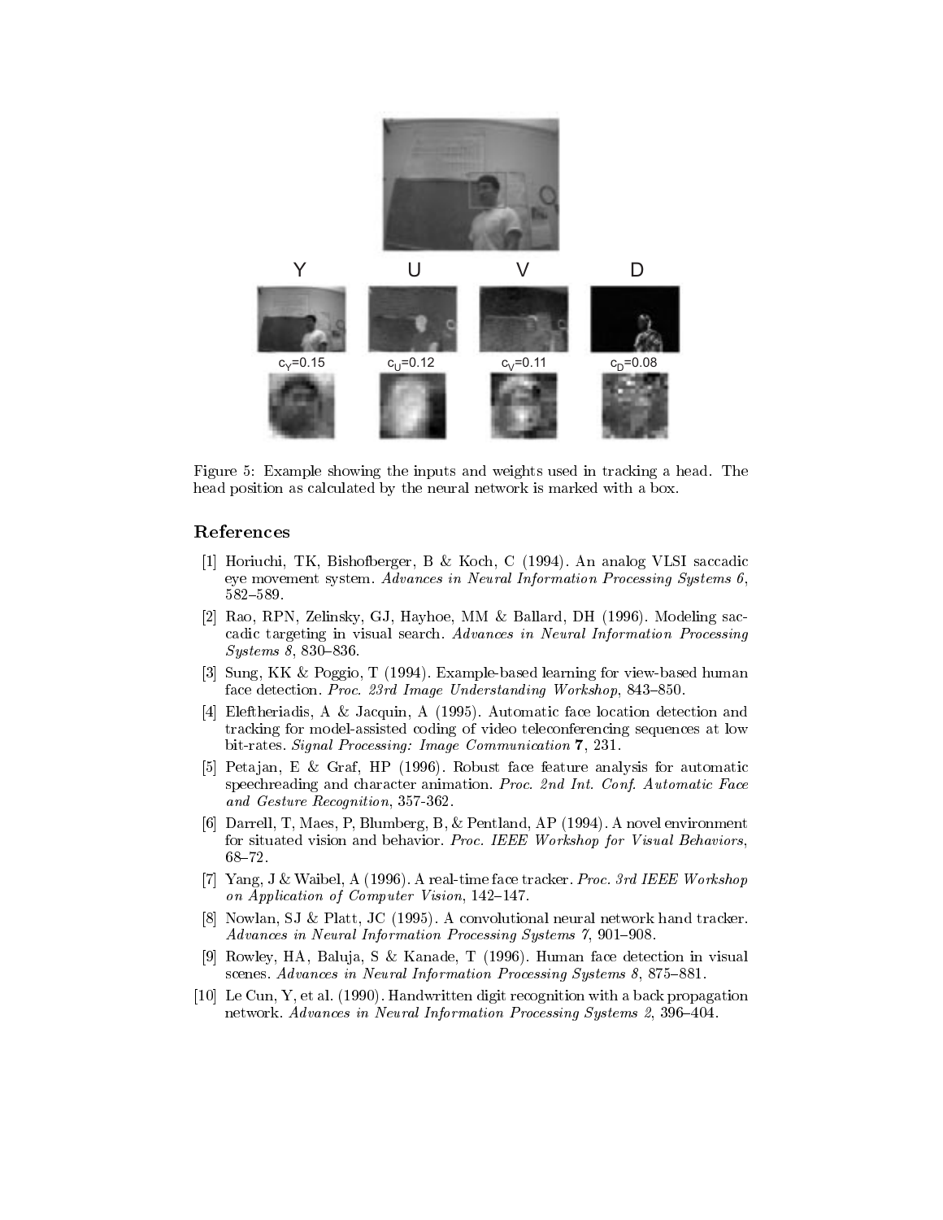Y U V D

$c_Y$=0.15 $c_U$=0.12 $c_V$=0.11 $c_D$=0.08

Figure 5: Example showing the inputs and weights used in tracking a head. The head position as calculated by the neural network is marked with a box.

## References

[1] Horiuchi, TK, Bishofberger, B & Koch, C (1994). An analog VLSI saccadic eye movement system. *Advances in Neural Information Processing Systems 6*, 582–589.

[2] Rao, RPN, Zelinsky, GJ, Hayhoe, MM & Ballard, DH (1996). Modeling saccadic targeting in visual search. *Advances in Neural Information Processing Systems 8*, 830–836.

[3] Sung, KK & Poggio, T (1994). Example-based learning for view-based human face detection. *Proc. 23rd Image Understanding Workshop*, 843–850.

[4] Eleftheriadis, A & Jacquin, A (1995). Automatic face location detection and tracking for model-assisted coding of video teleconferencing sequences at low bit-rates. *Signal Processing: Image Communication* **7**, 231.

[5] Petajan, E & Graf, HP (1996). Robust face feature analysis for automatic speechreading and character animation. *Proc. 2nd Int. Conf. Automatic Face and Gesture Recognition*, 357-362.

[6] Darrell, T, Maes, P, Blumberg, B, & Pentland, AP (1994). A novel environment for situated vision and behavior. *Proc. IEEE Workshop for Visual Behaviors*, 68–72.

[7] Yang, J & Waibel, A (1996). A real-time face tracker. *Proc. 3rd IEEE Workshop on Application of Computer Vision*, 142–147.

[8] Nowlan, SJ & Platt, JC (1995). A convolutional neural network hand tracker. *Advances in Neural Information Processing Systems 7*, 901–908.

[9] Rowley, HA, Baluja, S & Kanade, T (1996). Human face detection in visual scenes. *Advances in Neural Information Processing Systems 8*, 875–881.

[10] Le Cun, Y, et al. (1990). Handwritten digit recognition with a back propagation network. *Advances in Neural Information Processing Systems 2*, 396–404.